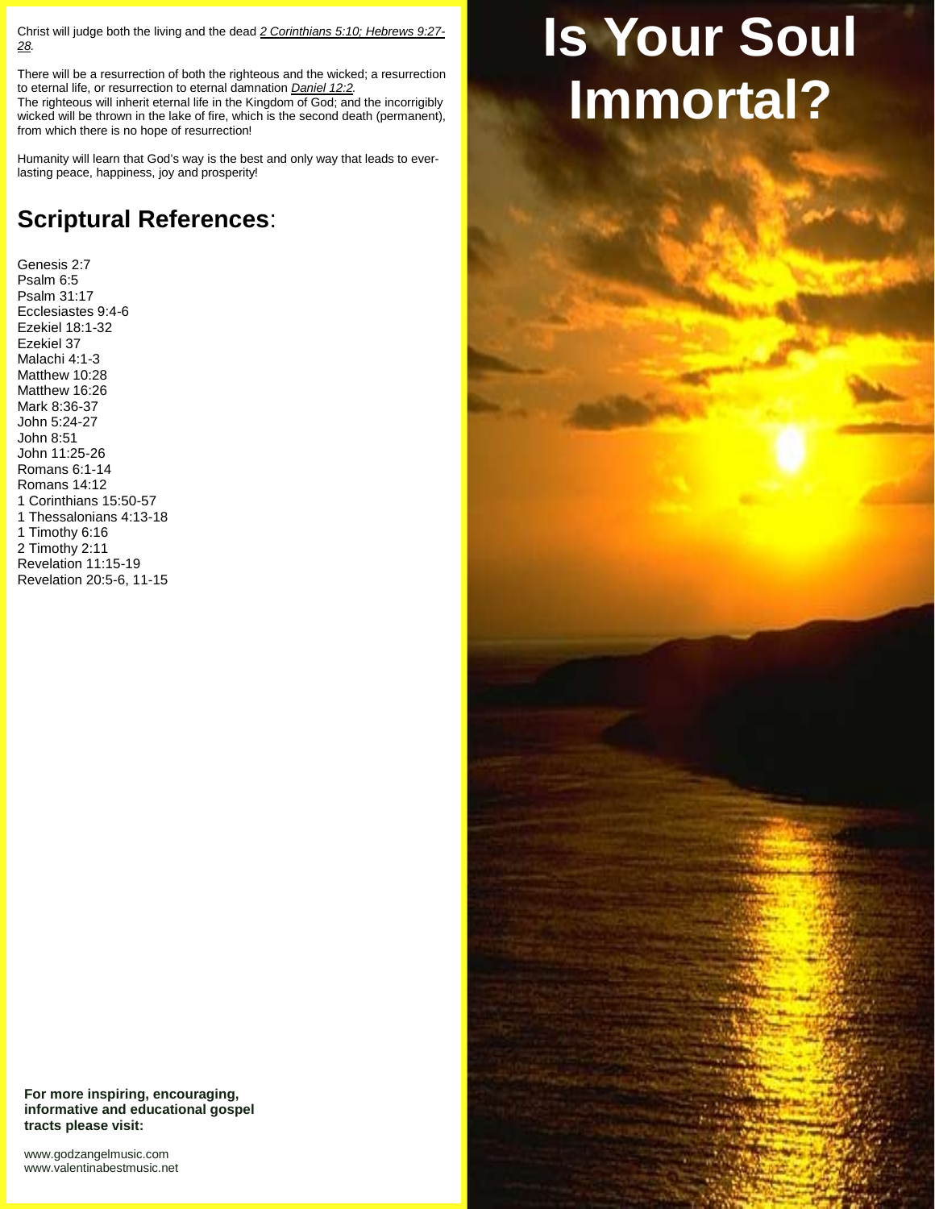Christ will judge both the living and the dead *2 Corinthians 5:10; Hebrews 9:27-28.*

There will be a resurrection of both the righteous and the wicked; a resurrection to eternal life, or resurrection to eternal damnation *Daniel 12:2.*
The righteous will inherit eternal life in the Kingdom of God; and the incorrigibly wicked will be thrown in the lake of fire, which is the second death (permanent), from which there is no hope of resurrection!

Humanity will learn that God's way is the best and only way that leads to everlasting peace, happiness, joy and prosperity!

## Scriptural References:

Genesis 2:7
Psalm 6:5
Psalm 31:17
Ecclesiastes 9:4-6
Ezekiel 18:1-32
Ezekiel 37
Malachi 4:1-3
Matthew 10:28
Matthew 16:26
Mark 8:36-37
John 5:24-27
John 8:51
John 11:25-26
Romans 6:1-14
Romans 14:12
1 Corinthians 15:50-57
1 Thessalonians 4:13-18
1 Timothy 6:16
2 Timothy 2:11
Revelation 11:15-19
Revelation 20:5-6, 11-15

**For more inspiring, encouraging, informative and educational gospel tracts please visit:**

www.godzangelmusic.com
www.valentinabestmusic.net

# Is Your Soul Immortal?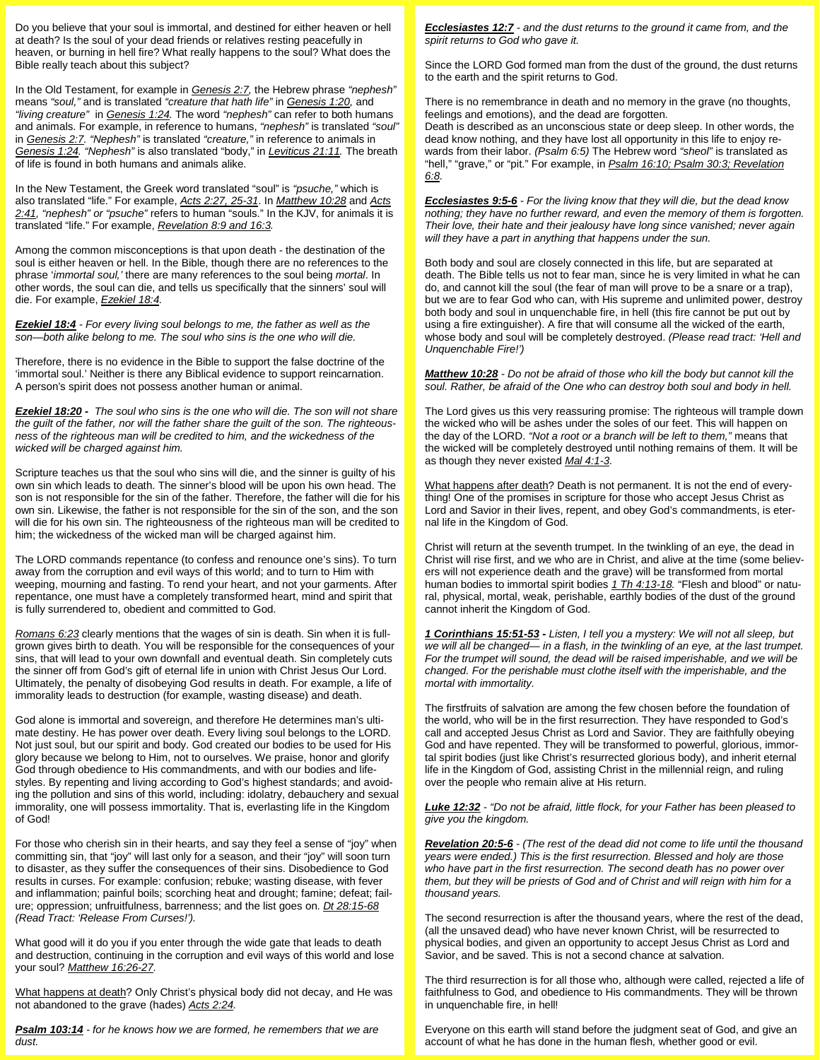Do you believe that your soul is immortal, and destined for either heaven or hell at death? Is the soul of your dead friends or relatives resting peacefully in heaven, or burning in hell fire? What really happens to the soul? What does the Bible really teach about this subject?

In the Old Testament, for example in *Genesis 2:7,* the Hebrew phrase *"nephesh"* means *"soul,"* and is translated *"creature that hath life"* in *Genesis 1:20,* and *"living creature"* in *Genesis 1:24.* The word *"nephesh"* can refer to both humans and animals. For example, in reference to humans, *"nephesh"* is translated *"soul"* in *Genesis 2:7. "Nephesh"* is translated *"creature,"* in reference to animals in *Genesis 1:24. "Nephesh"* is also translated "body," in *Leviticus 21:11.* The breath of life is found in both humans and animals alike.

In the New Testament, the Greek word translated "soul" is *"psuche,"* which is also translated "life." For example, *Acts 2:27, 25-31*. In *Matthew 10:28* and *Acts 2:41, "nephesh" or "psuche"* refers to human "souls." In the KJV, for animals it is translated "life." For example, *Revelation 8:9 and 16:3.*

Among the common misconceptions is that upon death - the destination of the soul is either heaven or hell. In the Bible, though there are no references to the phrase '*immortal soul,'* there are many references to the soul being *mortal*. In other words, the soul can die, and tells us specifically that the sinners' soul will die. For example, *Ezekiel 18:4.*

***Ezekiel 18:4*** - *For every living soul belongs to me, the father as well as the son—both alike belong to me. The soul who sins is the one who will die.*

Therefore, there is no evidence in the Bible to support the false doctrine of the 'immortal soul.' Neither is there any Biblical evidence to support reincarnation. A person's spirit does not possess another human or animal.

***Ezekiel 18:20 -*** *The soul who sins is the one who will die. The son will not share the guilt of the father, nor will the father share the guilt of the son. The righteousness of the righteous man will be credited to him, and the wickedness of the wicked will be charged against him.*

Scripture teaches us that the soul who sins will die, and the sinner is guilty of his own sin which leads to death. The sinner's blood will be upon his own head. The son is not responsible for the sin of the father. Therefore, the father will die for his own sin. Likewise, the father is not responsible for the sin of the son, and the son will die for his own sin. The righteousness of the righteous man will be credited to him; the wickedness of the wicked man will be charged against him.

The LORD commands repentance (to confess and renounce one's sins). To turn away from the corruption and evil ways of this world; and to turn to Him with weeping, mourning and fasting. To rend your heart, and not your garments. After repentance, one must have a completely transformed heart, mind and spirit that is fully surrendered to, obedient and committed to God.

*Romans 6:23* clearly mentions that the wages of sin is death. Sin when it is full-grown gives birth to death. You will be responsible for the consequences of your sins, that will lead to your own downfall and eventual death. Sin completely cuts the sinner off from God's gift of eternal life in union with Christ Jesus Our Lord. Ultimately, the penalty of disobeying God results in death. For example, a life of immorality leads to destruction (for example, wasting disease) and death.

God alone is immortal and sovereign, and therefore He determines man's ultimate destiny. He has power over death. Every living soul belongs to the LORD. Not just soul, but our spirit and body. God created our bodies to be used for His glory because we belong to Him, not to ourselves. We praise, honor and glorify God through obedience to His commandments, and with our bodies and lifestyles. By repenting and living according to God's highest standards; and avoiding the pollution and sins of this world, including: idolatry, debauchery and sexual immorality, one will possess immortality. That is, everlasting life in the Kingdom of God!

For those who cherish sin in their hearts, and say they feel a sense of "joy" when committing sin, that "joy" will last only for a season, and their "joy" will soon turn to disaster, as they suffer the consequences of their sins. Disobedience to God results in curses. For example: confusion; rebuke; wasting disease, with fever and inflammation; painful boils; scorching heat and drought; famine; defeat; failure; oppression; unfruitfulness, barrenness; and the list goes on. *Dt 28:15-68 (Read Tract: 'Release From Curses!').*

What good will it do you if you enter through the wide gate that leads to death and destruction, continuing in the corruption and evil ways of this world and lose your soul? *Matthew 16:26-27.*

What happens at death? Only Christ's physical body did not decay, and He was not abandoned to the grave (hades) *Acts 2:24.*

***Psalm 103:14*** - *for he knows how we are formed, he remembers that we are dust.*

***Ecclesiastes 12:7*** - *and the dust returns to the ground it came from, and the spirit returns to God who gave it.*

Since the LORD God formed man from the dust of the ground, the dust returns to the earth and the spirit returns to God.

There is no remembrance in death and no memory in the grave (no thoughts, feelings and emotions), and the dead are forgotten.
Death is described as an unconscious state or deep sleep. In other words, the dead know nothing, and they have lost all opportunity in this life to enjoy rewards from their labor. *(Psalm 6:5)* The Hebrew word *"sheol"* is translated as "hell," "grave," or "pit." For example, in *Psalm 16:10; Psalm 30:3; Revelation 6:8.*

***Ecclesiastes 9:5-6*** - *For the living know that they will die, but the dead know nothing; they have no further reward, and even the memory of them is forgotten. Their love, their hate and their jealousy have long since vanished; never again will they have a part in anything that happens under the sun.*

Both body and soul are closely connected in this life, but are separated at death. The Bible tells us not to fear man, since he is very limited in what he can do, and cannot kill the soul (the fear of man will prove to be a snare or a trap), but we are to fear God who can, with His supreme and unlimited power, destroy both body and soul in unquenchable fire, in hell (this fire cannot be put out by using a fire extinguisher). A fire that will consume all the wicked of the earth, whose body and soul will be completely destroyed. *(Please read tract: 'Hell and Unquenchable Fire!')*

***Matthew 10:28*** - *Do not be afraid of those who kill the body but cannot kill the soul. Rather, be afraid of the One who can destroy both soul and body in hell.*

The Lord gives us this very reassuring promise: The righteous will trample down the wicked who will be ashes under the soles of our feet. This will happen on the day of the LORD. *"Not a root or a branch will be left to them,"* means that the wicked will be completely destroyed until nothing remains of them. It will be as though they never existed *Mal 4:1-3*.

What happens after death? Death is not permanent. It is not the end of everything! One of the promises in scripture for those who accept Jesus Christ as Lord and Savior in their lives, repent, and obey God's commandments, is eternal life in the Kingdom of God.

Christ will return at the seventh trumpet. In the twinkling of an eye, the dead in Christ will rise first, and we who are in Christ, and alive at the time (some believers will not experience death and the grave) will be transformed from mortal human bodies to immortal spirit bodies *1 Th 4:13-18.* "Flesh and blood" or natural, physical, mortal, weak, perishable, earthly bodies of the dust of the ground cannot inherit the Kingdom of God.

***1 Corinthians 15:51-53 -*** *Listen, I tell you a mystery: We will not all sleep, but we will all be changed— in a flash, in the twinkling of an eye, at the last trumpet. For the trumpet will sound, the dead will be raised imperishable, and we will be changed. For the perishable must clothe itself with the imperishable, and the mortal with immortality.*

The firstfruits of salvation are among the few chosen before the foundation of the world, who will be in the first resurrection. They have responded to God's call and accepted Jesus Christ as Lord and Savior. They are faithfully obeying God and have repented. They will be transformed to powerful, glorious, immortal spirit bodies (just like Christ's resurrected glorious body), and inherit eternal life in the Kingdom of God, assisting Christ in the millennial reign, and ruling over the people who remain alive at His return.

***Luke 12:32*** - *"Do not be afraid, little flock, for your Father has been pleased to give you the kingdom.*

***Revelation 20:5-6*** - *(The rest of the dead did not come to life until the thousand years were ended.) This is the first resurrection. Blessed and holy are those who have part in the first resurrection. The second death has no power over them, but they will be priests of God and of Christ and will reign with him for a thousand years.*

The second resurrection is after the thousand years, where the rest of the dead, (all the unsaved dead) who have never known Christ, will be resurrected to physical bodies, and given an opportunity to accept Jesus Christ as Lord and Savior, and be saved. This is not a second chance at salvation.

The third resurrection is for all those who, although were called, rejected a life of faithfulness to God, and obedience to His commandments. They will be thrown in unquenchable fire, in hell!

Everyone on this earth will stand before the judgment seat of God, and give an account of what he has done in the human flesh, whether good or evil.